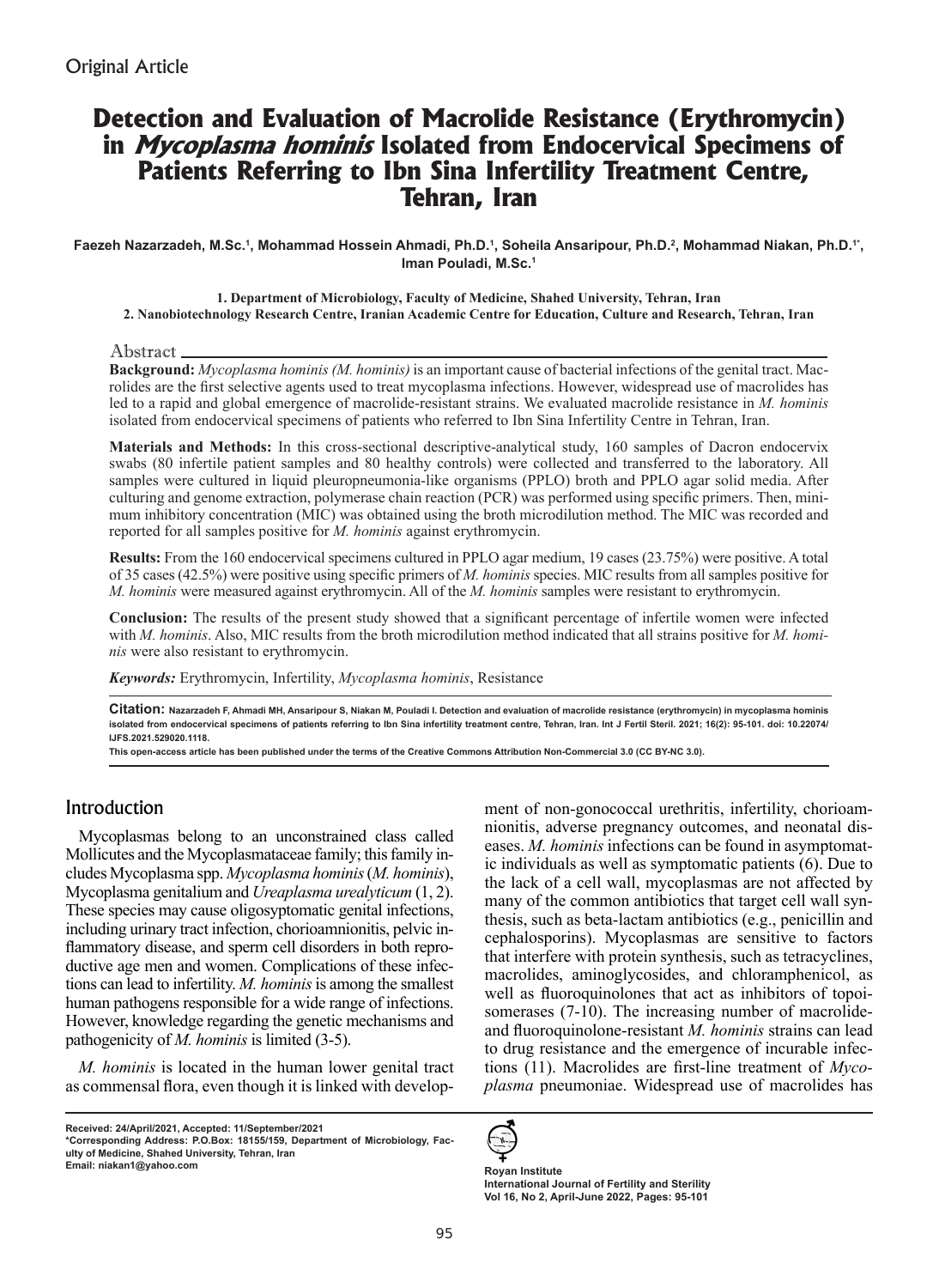Original Article

# Detection and Evaluation of Macrolide Resistance (Erythromycin) in *Mycoplasma hominis* Isolated from Endocervical Specimens of Patients Referring to Ibn Sina Infertility Treatment Centre, Tehran, Iran

**Faezeh Nazarzadeh, M.Sc.[1], Mohammad Hossein Ahmadi, Ph.D.[1], Soheila Ansaripour, Ph.D.[2], Mohammad Niakan, Ph.D.[1*], Iman Pouladi, M.Sc.[1]**

**1. Department of Microbiology, Faculty of Medicine, Shahed University, Tehran, Iran**
**2. Nanobiotechnology Research Centre, Iranian Academic Centre for Education, Culture and Research, Tehran, Iran**

## Abstract

**Background:** *Mycoplasma hominis (M. hominis)* is an important cause of bacterial infections of the genital tract. Macrolides are the first selective agents used to treat mycoplasma infections. However, widespread use of macrolides has led to a rapid and global emergence of macrolide-resistant strains. We evaluated macrolide resistance in *M. hominis* isolated from endocervical specimens of patients who referred to Ibn Sina Infertility Centre in Tehran, Iran.

**Materials and Methods:** In this cross-sectional descriptive-analytical study, 160 samples of Dacron endocervix swabs (80 infertile patient samples and 80 healthy controls) were collected and transferred to the laboratory. All samples were cultured in liquid pleuropneumonia-like organisms (PPLO) broth and PPLO agar solid media. After culturing and genome extraction, polymerase chain reaction (PCR) was performed using specific primers. Then, minimum inhibitory concentration (MIC) was obtained using the broth microdilution method. The MIC was recorded and reported for all samples positive for *M. hominis* against erythromycin.

**Results:** From the 160 endocervical specimens cultured in PPLO agar medium, 19 cases (23.75%) were positive. A total of 35 cases (42.5%) were positive using specific primers of *M. hominis* species. MIC results from all samples positive for *M. hominis* were measured against erythromycin. All of the *M. hominis* samples were resistant to erythromycin.

**Conclusion:** The results of the present study showed that a significant percentage of infertile women were infected with *M. hominis*. Also, MIC results from the broth microdilution method indicated that all strains positive for *M. hominis* were also resistant to erythromycin.

***Keywords:*** Erythromycin, Infertility, *Mycoplasma hominis*, Resistance

**Citation:** Nazarzadeh F, Ahmadi MH, Ansaripour S, Niakan M, Pouladi I. Detection and evaluation of macrolide resistance (erythromycin) in mycoplasma hominis isolated from endocervical specimens of patients referring to Ibn Sina infertility treatment centre, Tehran, Iran. Int J Fertil Steril. 2021; 16(2): 95-101. doi: 10.22074/IJFS.2021.529020.1118.

This open-access article has been published under the terms of the Creative Commons Attribution Non-Commercial 3.0 (CC BY-NC 3.0).

## Introduction

Mycoplasmas belong to an unconstrained class called Mollicutes and the Mycoplasmataceae family; this family includes Mycoplasma spp. *Mycoplasma hominis* (*M. hominis*), Mycoplasma genitalium and *Ureaplasma urealyticum* (1, 2). These species may cause oligosymptomatic genital infections, including urinary tract infection, chorioamnionitis, pelvic inflammatory disease, and sperm cell disorders in both reproductive age men and women. Complications of these infections can lead to infertility. *M. hominis* is among the smallest human pathogens responsible for a wide range of infections. However, knowledge regarding the genetic mechanisms and pathogenicity of *M. hominis* is limited (3-5).

*M. hominis* is located in the human lower genital tract as commensal flora, even though it is linked with development of non-gonococcal urethritis, infertility, chorioamnionitis, adverse pregnancy outcomes, and neonatal diseases. *M. hominis* infections can be found in asymptomatic individuals as well as symptomatic patients (6). Due to the lack of a cell wall, mycoplasmas are not affected by many of the common antibiotics that target cell wall synthesis, such as beta-lactam antibiotics (e.g., penicillin and cephalosporins). Mycoplasmas are sensitive to factors that interfere with protein synthesis, such as tetracyclines, macrolides, aminoglycosides, and chloramphenicol, as well as fluoroquinolones that act as inhibitors of topoisomerases (7-10). The increasing number of macrolide- and fluoroquinolone-resistant *M. hominis* strains can lead to drug resistance and the emergence of incurable infections (11). Macrolides are first-line treatment of *Mycoplasma* pneumoniae. Widespread use of macrolides has

**Received: 24/April/2021, Accepted: 11/September/2021**
**\*Corresponding Address: P.O.Box: 18155/159, Department of Microbiology, Faculty of Medicine, Shahed University, Tehran, Iran**
**Email: niakan1@yahoo.com**

**Royan Institute**
**International Journal of Fertility and Sterility**
**Vol 16, No 2, April-June 2022, Pages: 95-101**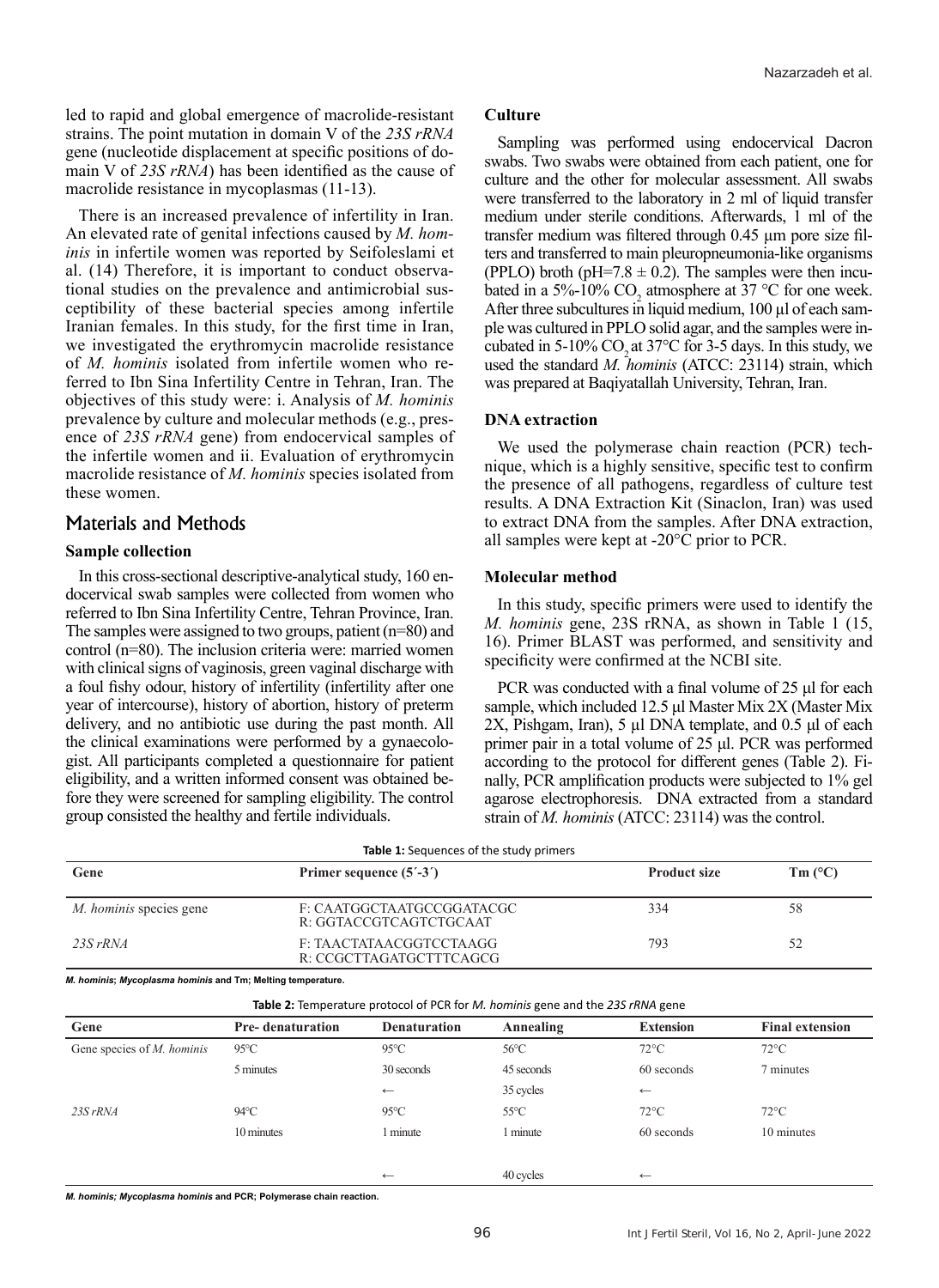led to rapid and global emergence of macrolide-resistant strains. The point mutation in domain V of the *23S rRNA* gene (nucleotide displacement at specific positions of domain V of *23S rRNA*) has been identified as the cause of macrolide resistance in mycoplasmas (11-13).

There is an increased prevalence of infertility in Iran. An elevated rate of genital infections caused by *M. hominis* in infertile women was reported by Seifoleslami et al. (14) Therefore, it is important to conduct observational studies on the prevalence and antimicrobial susceptibility of these bacterial species among infertile Iranian females. In this study, for the first time in Iran, we investigated the erythromycin macrolide resistance of *M. hominis* isolated from infertile women who referred to Ibn Sina Infertility Centre in Tehran, Iran. The objectives of this study were: i. Analysis of *M. hominis* prevalence by culture and molecular methods (e.g., presence of *23S rRNA* gene) from endocervical samples of the infertile women and ii. Evaluation of erythromycin macrolide resistance of *M. hominis* species isolated from these women.

## Materials and Methods

### Sample collection

In this cross-sectional descriptive-analytical study, 160 endocervical swab samples were collected from women who referred to Ibn Sina Infertility Centre, Tehran Province, Iran. The samples were assigned to two groups, patient (n=80) and control (n=80). The inclusion criteria were: married women with clinical signs of vaginosis, green vaginal discharge with a foul fishy odour, history of infertility (infertility after one year of intercourse), history of abortion, history of preterm delivery, and no antibiotic use during the past month. All the clinical examinations were performed by a gynaecologist. All participants completed a questionnaire for patient eligibility, and a written informed consent was obtained before they were screened for sampling eligibility. The control group consisted the healthy and fertile individuals.

### Culture

Sampling was performed using endocervical Dacron swabs. Two swabs were obtained from each patient, one for culture and the other for molecular assessment. All swabs were transferred to the laboratory in 2 ml of liquid transfer medium under sterile conditions. Afterwards, 1 ml of the transfer medium was filtered through 0.45 µm pore size filters and transferred to main pleuropneumonia-like organisms (PPLO) broth (pH=7.8 ± 0.2). The samples were then incubated in a 5%-10% $CO_2$ atmosphere at 37 °C for one week. After three subcultures in liquid medium, 100 µl of each sample was cultured in PPLO solid agar, and the samples were incubated in 5-10% $CO_2$ at 37°C for 3-5 days. In this study, we used the standard *M. hominis* (ATCC: 23114) strain, which was prepared at Baqiyatallah University, Tehran, Iran.

### DNA extraction

We used the polymerase chain reaction (PCR) technique, which is a highly sensitive, specific test to confirm the presence of all pathogens, regardless of culture test results. A DNA Extraction Kit (Sinaclon, Iran) was used to extract DNA from the samples. After DNA extraction, all samples were kept at -20°C prior to PCR.

### Molecular method

In this study, specific primers were used to identify the *M. hominis* gene, 23S rRNA, as shown in Table 1 (15, 16). Primer BLAST was performed, and sensitivity and specificity were confirmed at the NCBI site.

PCR was conducted with a final volume of 25 µl for each sample, which included 12.5 µl Master Mix 2X (Master Mix 2X, Pishgam, Iran), 5 µl DNA template, and 0.5 µl of each primer pair in a total volume of 25 µl. PCR was performed according to the protocol for different genes (Table 2). Finally, PCR amplification products were subjected to 1% gel agarose electrophoresis. DNA extracted from a standard strain of *M. hominis* (ATCC: 23114) was the control.

**Table 1:** Sequences of the study primers

| Gene | Primer sequence (5´-3´) | Product size | Tm (°C) |
|---|---|---|---|
| *M. hominis* species gene | F: CAATGGCTAATGCCGGATACGC<br>R: GGTACCGTCAGTCTGCAAT | 334 | 58 |
| *23S rRNA* | F: TAACTATAACGGTCCTAAGG<br>R: CCGCTTAGATGCTTTCAGCG | 793 | 52 |

***M. hominis*; *Mycoplasma hominis* and Tm; Melting temperature.**

**Table 2:** Temperature protocol of PCR for *M. hominis* gene and the *23S rRNA* gene

| Gene | Pre- denaturation | Denaturation | Annealing | Extension | Final extension |
|---|---|---|---|---|---|
| Gene species of *M. hominis* | 95°C | 95°C | 56°C | 72°C | 72°C |
| | 5 minutes | 30 seconds | 45 seconds | 60 seconds | 7 minutes |
| | | ← | 35 cycles | ← | |
| *23S rRNA* | 94°C | 95°C | 55°C | 72°C | 72°C |
| | 10 minutes | 1 minute | 1 minute | 60 seconds | 10 minutes |
| | | ← | 40 cycles | ← | |

***M. hominis; Mycoplasma hominis* and PCR; Polymerase chain reaction.**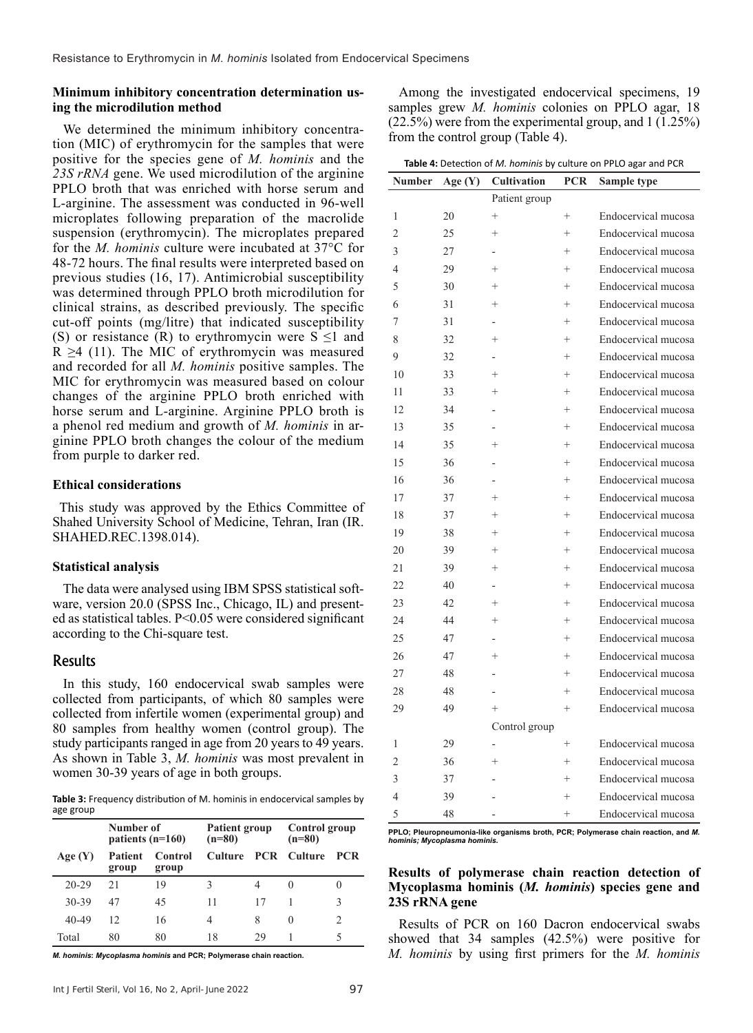### Minimum inhibitory concentration determination using the microdilution method

We determined the minimum inhibitory concentration (MIC) of erythromycin for the samples that were positive for the species gene of *M. hominis* and the *23S rRNA* gene. We used microdilution of the arginine PPLO broth that was enriched with horse serum and L-arginine. The assessment was conducted in 96-well microplates following preparation of the macrolide suspension (erythromycin). The microplates prepared for the *M. hominis* culture were incubated at 37°C for 48-72 hours. The final results were interpreted based on previous studies (16, 17). Antimicrobial susceptibility was determined through PPLO broth microdilution for clinical strains, as described previously. The specific cut-off points (mg/litre) that indicated susceptibility (S) or resistance (R) to erythromycin were S $\leq$1 and R $\geq$4 (11). The MIC of erythromycin was measured and recorded for all *M. hominis* positive samples. The MIC for erythromycin was measured based on colour changes of the arginine PPLO broth enriched with horse serum and L-arginine. Arginine PPLO broth is a phenol red medium and growth of *M. hominis* in arginine PPLO broth changes the colour of the medium from purple to darker red.

### Ethical considerations

This study was approved by the Ethics Committee of Shahed University School of Medicine, Tehran, Iran (IR.SHAHED.REC.1398.014).

### Statistical analysis

The data were analysed using IBM SPSS statistical software, version 20.0 (SPSS Inc., Chicago, IL) and presented as statistical tables. P<0.05 were considered significant according to the Chi-square test.

## Results

In this study, 160 endocervical swab samples were collected from participants, of which 80 samples were collected from infertile women (experimental group) and 80 samples from healthy women (control group). The study participants ranged in age from 20 years to 49 years. As shown in Table 3, *M. hominis* was most prevalent in women 30-39 years of age in both groups.

**Table 3:** Frequency distribution of M. hominis in endocervical samples by age group

| Age (Y) | Number of patients (n=160) | | Patient group (n=80) | | Control group (n=80) | |
|---|---|---|---|---|---|---|
| | Patient group | Control group | Culture | PCR | Culture | PCR |
| 20-29 | 21 | 19 | 3 | 4 | 0 | 0 |
| 30-39 | 47 | 45 | 11 | 17 | 1 | 3 |
| 40-49 | 12 | 16 | 4 | 8 | 0 | 2 |
| Total | 80 | 80 | 18 | 29 | 1 | 5 |

***M. hominis*: *Mycoplasma hominis* and PCR; Polymerase chain reaction.**

Among the investigated endocervical specimens, 19 samples grew *M. hominis* colonies on PPLO agar, 18 (22.5%) were from the experimental group, and 1 (1.25%) from the control group (Table 4).

**Table 4:** Detection of *M. hominis* by culture on PPLO agar and PCR

| Number | Age (Y) | Cultivation | PCR | Sample type |
|---|---|---|---|---|
| | | Patient group | | |
| 1 | 20 | + | + | Endocervical mucosa |
| 2 | 25 | + | + | Endocervical mucosa |
| 3 | 27 | - | + | Endocervical mucosa |
| 4 | 29 | + | + | Endocervical mucosa |
| 5 | 30 | + | + | Endocervical mucosa |
| 6 | 31 | + | + | Endocervical mucosa |
| 7 | 31 | - | + | Endocervical mucosa |
| 8 | 32 | + | + | Endocervical mucosa |
| 9 | 32 | - | + | Endocervical mucosa |
| 10 | 33 | + | + | Endocervical mucosa |
| 11 | 33 | + | + | Endocervical mucosa |
| 12 | 34 | - | + | Endocervical mucosa |
| 13 | 35 | - | + | Endocervical mucosa |
| 14 | 35 | + | + | Endocervical mucosa |
| 15 | 36 | - | + | Endocervical mucosa |
| 16 | 36 | - | + | Endocervical mucosa |
| 17 | 37 | + | + | Endocervical mucosa |
| 18 | 37 | + | + | Endocervical mucosa |
| 19 | 38 | + | + | Endocervical mucosa |
| 20 | 39 | + | + | Endocervical mucosa |
| 21 | 39 | + | + | Endocervical mucosa |
| 22 | 40 | - | + | Endocervical mucosa |
| 23 | 42 | + | + | Endocervical mucosa |
| 24 | 44 | + | + | Endocervical mucosa |
| 25 | 47 | - | + | Endocervical mucosa |
| 26 | 47 | + | + | Endocervical mucosa |
| 27 | 48 | - | + | Endocervical mucosa |
| 28 | 48 | - | + | Endocervical mucosa |
| 29 | 49 | + | + | Endocervical mucosa |
| | | Control group | | |
| 1 | 29 | - | + | Endocervical mucosa |
| 2 | 36 | + | + | Endocervical mucosa |
| 3 | 37 | - | + | Endocervical mucosa |
| 4 | 39 | - | + | Endocervical mucosa |
| 5 | 48 | - | + | Endocervical mucosa |

**PPLO; Pleuropneumonia-like organisms broth, PCR; Polymerase chain reaction, and *M. hominis; Mycoplasma hominis.***

### Results of polymerase chain reaction detection of Mycoplasma hominis (*M. hominis*) species gene and 23S rRNA gene

Results of PCR on 160 Dacron endocervical swabs showed that 34 samples (42.5%) were positive for *M. hominis* by using first primers for the *M. hominis*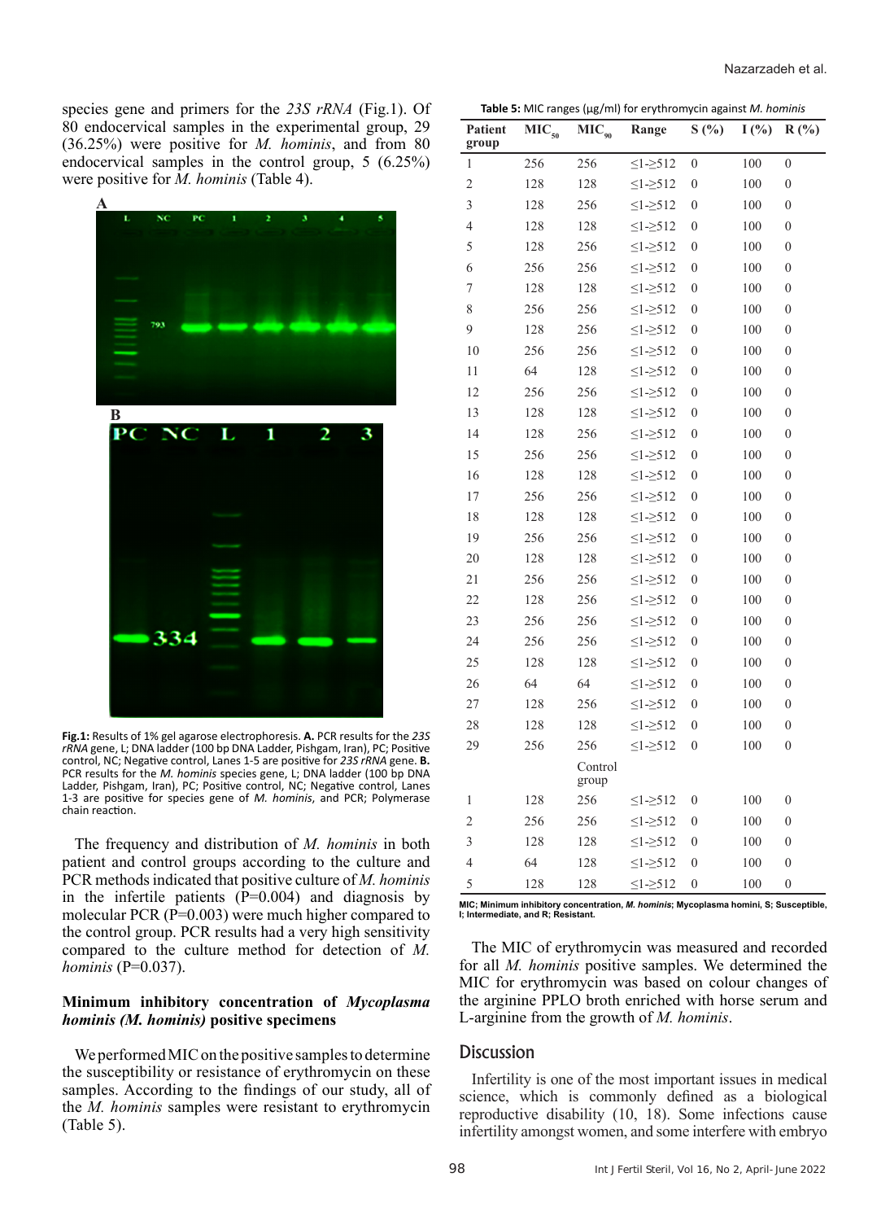species gene and primers for the *23S rRNA* (Fig.1). Of 80 endocervical samples in the experimental group, 29 (36.25%) were positive for *M. hominis*, and from 80 endocervical samples in the control group, 5 (6.25%) were positive for *M. hominis* (Table 4).

**Fig.1:** Results of 1% gel agarose electrophoresis. **A.** PCR results for the *23S rRNA* gene, L; DNA ladder (100 bp DNA Ladder, Pishgam, Iran), PC; Positive control, NC; Negative control, Lanes 1-5 are positive for *23S rRNA* gene. **B.** PCR results for the *M. hominis* species gene, L; DNA ladder (100 bp DNA Ladder, Pishgam, Iran), PC; Positive control, NC; Negative control, Lanes 1-3 are positive for species gene of *M. hominis*, and PCR; Polymerase chain reaction.

The frequency and distribution of *M. hominis* in both patient and control groups according to the culture and PCR methods indicated that positive culture of *M. hominis* in the infertile patients (P=0.004) and diagnosis by molecular PCR (P=0.003) were much higher compared to the control group. PCR results had a very high sensitivity compared to the culture method for detection of *M. hominis* (P=0.037).

### Minimum inhibitory concentration of *Mycoplasma hominis (M. hominis)* positive specimens

We performed MIC on the positive samples to determine the susceptibility or resistance of erythromycin on these samples. According to the findings of our study, all of the *M. hominis* samples were resistant to erythromycin (Table 5).

**Table 5:** MIC ranges (μg/ml) for erythromycin against *M. hominis*

| Patient group | $MIC_{50}$ | $MIC_{90}$ | Range | S (%) | I (%) | R (%) |
|---|---|---|---|---|---|---|
| 1 | 256 | 256 | ≤1-≥512 | 0 | 100 | 0 |
| 2 | 128 | 128 | ≤1-≥512 | 0 | 100 | 0 |
| 3 | 128 | 256 | ≤1-≥512 | 0 | 100 | 0 |
| 4 | 128 | 128 | ≤1-≥512 | 0 | 100 | 0 |
| 5 | 128 | 256 | ≤1-≥512 | 0 | 100 | 0 |
| 6 | 256 | 256 | ≤1-≥512 | 0 | 100 | 0 |
| 7 | 128 | 128 | ≤1-≥512 | 0 | 100 | 0 |
| 8 | 256 | 256 | ≤1-≥512 | 0 | 100 | 0 |
| 9 | 128 | 256 | ≤1-≥512 | 0 | 100 | 0 |
| 10 | 256 | 256 | ≤1-≥512 | 0 | 100 | 0 |
| 11 | 64 | 128 | ≤1-≥512 | 0 | 100 | 0 |
| 12 | 256 | 256 | ≤1-≥512 | 0 | 100 | 0 |
| 13 | 128 | 128 | ≤1-≥512 | 0 | 100 | 0 |
| 14 | 128 | 256 | ≤1-≥512 | 0 | 100 | 0 |
| 15 | 256 | 256 | ≤1-≥512 | 0 | 100 | 0 |
| 16 | 128 | 128 | ≤1-≥512 | 0 | 100 | 0 |
| 17 | 256 | 256 | ≤1-≥512 | 0 | 100 | 0 |
| 18 | 128 | 128 | ≤1-≥512 | 0 | 100 | 0 |
| 19 | 256 | 256 | ≤1-≥512 | 0 | 100 | 0 |
| 20 | 128 | 128 | ≤1-≥512 | 0 | 100 | 0 |
| 21 | 256 | 256 | ≤1-≥512 | 0 | 100 | 0 |
| 22 | 128 | 256 | ≤1-≥512 | 0 | 100 | 0 |
| 23 | 256 | 256 | ≤1-≥512 | 0 | 100 | 0 |
| 24 | 256 | 256 | ≤1-≥512 | 0 | 100 | 0 |
| 25 | 128 | 128 | ≤1-≥512 | 0 | 100 | 0 |
| 26 | 64 | 64 | ≤1-≥512 | 0 | 100 | 0 |
| 27 | 128 | 256 | ≤1-≥512 | 0 | 100 | 0 |
| 28 | 128 | 128 | ≤1-≥512 | 0 | 100 | 0 |
| 29 | 256 | 256 | ≤1-≥512 | 0 | 100 | 0 |
| | | Control group | | | | |
| 1 | 128 | 256 | ≤1-≥512 | 0 | 100 | 0 |
| 2 | 256 | 256 | ≤1-≥512 | 0 | 100 | 0 |
| 3 | 128 | 128 | ≤1-≥512 | 0 | 100 | 0 |
| 4 | 64 | 128 | ≤1-≥512 | 0 | 100 | 0 |
| 5 | 128 | 128 | ≤1-≥512 | 0 | 100 | 0 |

MIC; Minimum inhibitory concentration, *M. hominis*; Mycoplasma homini, S; Susceptible, I; Intermediate, and R; Resistant.

The MIC of erythromycin was measured and recorded for all *M. hominis* positive samples. We determined the MIC for erythromycin was based on colour changes of the arginine PPLO broth enriched with horse serum and L-arginine from the growth of *M. hominis*.

## Discussion

Infertility is one of the most important issues in medical science, which is commonly defined as a biological reproductive disability (10, 18). Some infections cause infertility amongst women, and some interfere with embryo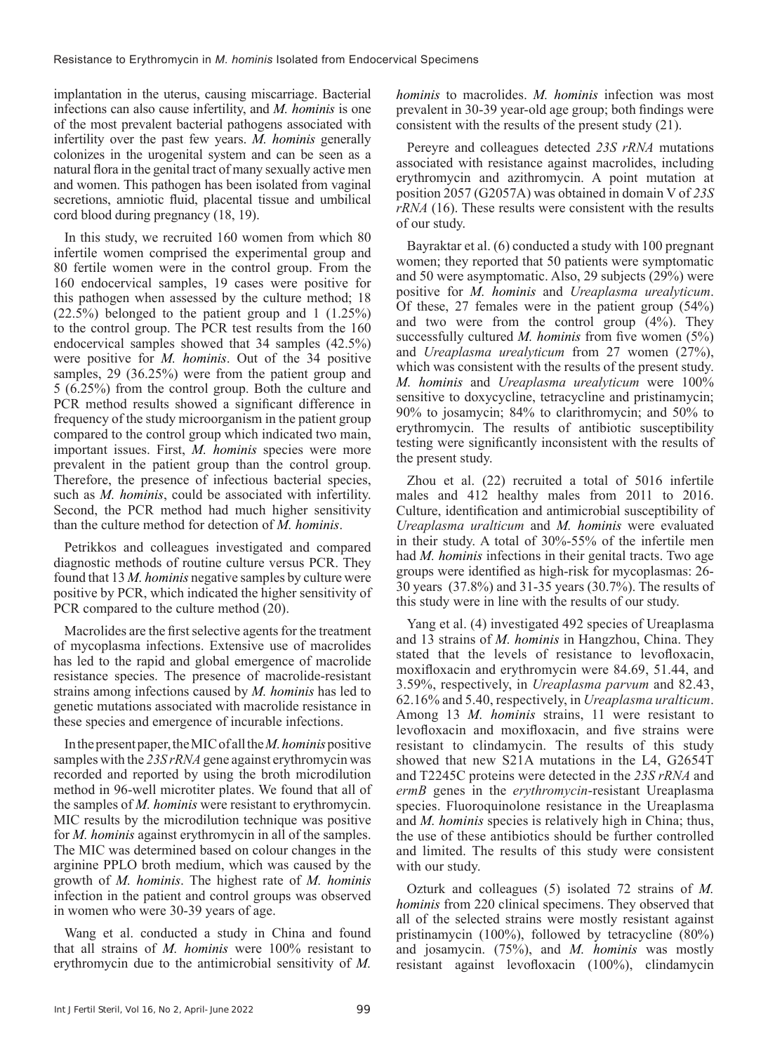implantation in the uterus, causing miscarriage. Bacterial infections can also cause infertility, and *M. hominis* is one of the most prevalent bacterial pathogens associated with infertility over the past few years. *M. hominis* generally colonizes in the urogenital system and can be seen as a natural flora in the genital tract of many sexually active men and women. This pathogen has been isolated from vaginal secretions, amniotic fluid, placental tissue and umbilical cord blood during pregnancy (18, 19).

In this study, we recruited 160 women from which 80 infertile women comprised the experimental group and 80 fertile women were in the control group. From the 160 endocervical samples, 19 cases were positive for this pathogen when assessed by the culture method; 18 (22.5%) belonged to the patient group and 1 (1.25%) to the control group. The PCR test results from the 160 endocervical samples showed that 34 samples (42.5%) were positive for *M. hominis*. Out of the 34 positive samples, 29 (36.25%) were from the patient group and 5 (6.25%) from the control group. Both the culture and PCR method results showed a significant difference in frequency of the study microorganism in the patient group compared to the control group which indicated two main, important issues. First, *M. hominis* species were more prevalent in the patient group than the control group. Therefore, the presence of infectious bacterial species, such as *M. hominis*, could be associated with infertility. Second, the PCR method had much higher sensitivity than the culture method for detection of *M. hominis*.

Petrikkos and colleagues investigated and compared diagnostic methods of routine culture versus PCR. They found that 13 *M. hominis* negative samples by culture were positive by PCR, which indicated the higher sensitivity of PCR compared to the culture method (20).

Macrolides are the first selective agents for the treatment of mycoplasma infections. Extensive use of macrolides has led to the rapid and global emergence of macrolide resistance species. The presence of macrolide-resistant strains among infections caused by *M. hominis* has led to genetic mutations associated with macrolide resistance in these species and emergence of incurable infections.

In the present paper, the MIC of all the *M. hominis* positive samples with the *23S rRNA* gene against erythromycin was recorded and reported by using the broth microdilution method in 96-well microtiter plates. We found that all of the samples of *M. hominis* were resistant to erythromycin. MIC results by the microdilution technique was positive for *M. hominis* against erythromycin in all of the samples. The MIC was determined based on colour changes in the arginine PPLO broth medium, which was caused by the growth of *M. hominis*. The highest rate of *M. hominis* infection in the patient and control groups was observed in women who were 30-39 years of age.

Wang et al. conducted a study in China and found that all strains of *M. hominis* were 100% resistant to erythromycin due to the antimicrobial sensitivity of *M. hominis* to macrolides. *M. hominis* infection was most prevalent in 30-39 year-old age group; both findings were consistent with the results of the present study (21).

Pereyre and colleagues detected *23S rRNA* mutations associated with resistance against macrolides, including erythromycin and azithromycin. A point mutation at position 2057 (G2057A) was obtained in domain V of *23S rRNA* (16). These results were consistent with the results of our study.

Bayraktar et al. (6) conducted a study with 100 pregnant women; they reported that 50 patients were symptomatic and 50 were asymptomatic. Also, 29 subjects (29%) were positive for *M. hominis* and *Ureaplasma urealyticum*. Of these, 27 females were in the patient group (54%) and two were from the control group (4%). They successfully cultured *M. hominis* from five women (5%) and *Ureaplasma urealyticum* from 27 women (27%), which was consistent with the results of the present study. *M. hominis* and *Ureaplasma urealyticum* were 100% sensitive to doxycycline, tetracycline and pristinamycin; 90% to josamycin; 84% to clarithromycin; and 50% to erythromycin. The results of antibiotic susceptibility testing were significantly inconsistent with the results of the present study.

Zhou et al. (22) recruited a total of 5016 infertile males and 412 healthy males from 2011 to 2016. Culture, identification and antimicrobial susceptibility of *Ureaplasma uralticum* and *M. hominis* were evaluated in their study. A total of 30%-55% of the infertile men had *M. hominis* infections in their genital tracts. Two age groups were identified as high-risk for mycoplasmas: 26-30 years (37.8%) and 31-35 years (30.7%). The results of this study were in line with the results of our study.

Yang et al. (4) investigated 492 species of Ureaplasma and 13 strains of *M. hominis* in Hangzhou, China. They stated that the levels of resistance to levofloxacin, moxifloxacin and erythromycin were 84.69, 51.44, and 3.59%, respectively, in *Ureaplasma parvum* and 82.43, 62.16% and 5.40, respectively, in *Ureaplasma uralticum*. Among 13 *M. hominis* strains, 11 were resistant to levofloxacin and moxifloxacin, and five strains were resistant to clindamycin. The results of this study showed that new S21A mutations in the L4, G2654T and T2245C proteins were detected in the *23S rRNA* and *ermB* genes in the *erythromycin*-resistant Ureaplasma species. Fluoroquinolone resistance in the Ureaplasma and *M. hominis* species is relatively high in China; thus, the use of these antibiotics should be further controlled and limited. The results of this study were consistent with our study.

Ozturk and colleagues (5) isolated 72 strains of *M. hominis* from 220 clinical specimens. They observed that all of the selected strains were mostly resistant against pristinamycin (100%), followed by tetracycline (80%) and josamycin. (75%), and *M. hominis* was mostly resistant against levofloxacin (100%), clindamycin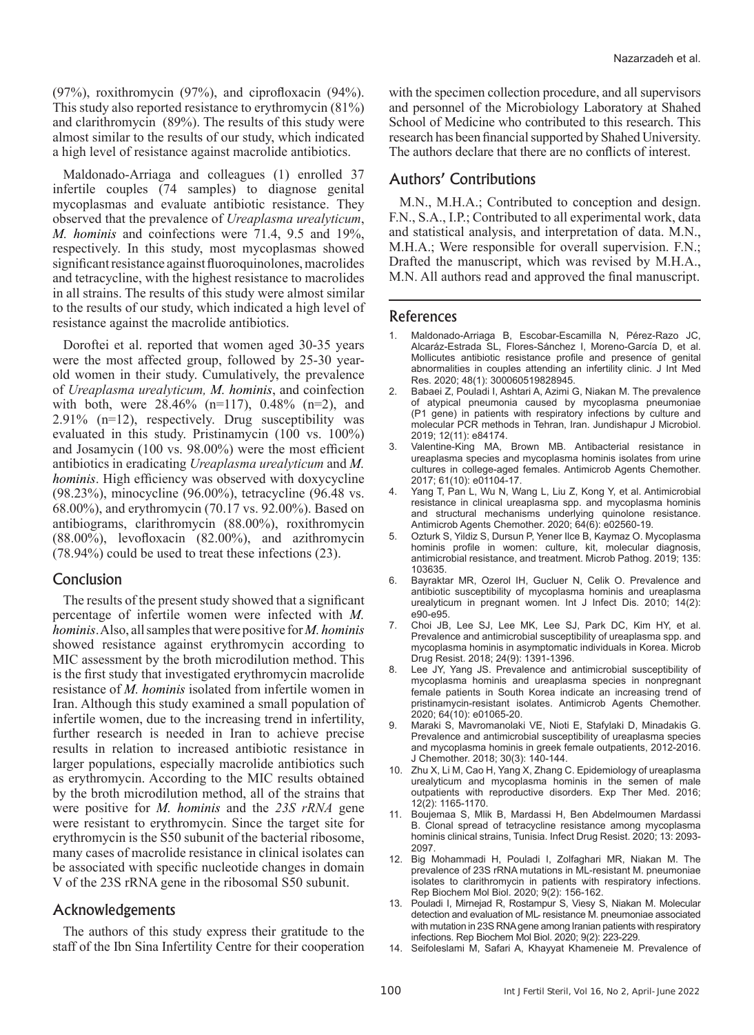(97%), roxithromycin (97%), and ciprofloxacin (94%). This study also reported resistance to erythromycin (81%) and clarithromycin (89%). The results of this study were almost similar to the results of our study, which indicated a high level of resistance against macrolide antibiotics.

Maldonado-Arriaga and colleagues (1) enrolled 37 infertile couples (74 samples) to diagnose genital mycoplasmas and evaluate antibiotic resistance. They observed that the prevalence of *Ureaplasma urealyticum*, *M. hominis* and coinfections were 71.4, 9.5 and 19%, respectively. In this study, most mycoplasmas showed significant resistance against fluoroquinolones, macrolides and tetracycline, with the highest resistance to macrolides in all strains. The results of this study were almost similar to the results of our study, which indicated a high level of resistance against the macrolide antibiotics.

Doroftei et al. reported that women aged 30-35 years were the most affected group, followed by 25-30 year-old women in their study. Cumulatively, the prevalence of *Ureaplasma urealyticum, M. hominis*, and coinfection with both, were 28.46% (n=117), 0.48% (n=2), and 2.91% (n=12), respectively. Drug susceptibility was evaluated in this study. Pristinamycin (100 vs. 100%) and Josamycin (100 vs. 98.00%) were the most efficient antibiotics in eradicating *Ureaplasma urealyticum* and *M. hominis*. High efficiency was observed with doxycycline (98.23%), minocycline (96.00%), tetracycline (96.48 vs. 68.00%), and erythromycin (70.17 vs. 92.00%). Based on antibiograms, clarithromycin (88.00%), roxithromycin (88.00%), levofloxacin (82.00%), and azithromycin (78.94%) could be used to treat these infections (23).

## Conclusion

The results of the present study showed that a significant percentage of infertile women were infected with *M. hominis*. Also, all samples that were positive for *M. hominis* showed resistance against erythromycin according to MIC assessment by the broth microdilution method. This is the first study that investigated erythromycin macrolide resistance of *M. hominis* isolated from infertile women in Iran. Although this study examined a small population of infertile women, due to the increasing trend in infertility, further research is needed in Iran to achieve precise results in relation to increased antibiotic resistance in larger populations, especially macrolide antibiotics such as erythromycin. According to the MIC results obtained by the broth microdilution method, all of the strains that were positive for *M. hominis* and the *23S rRNA* gene were resistant to erythromycin. Since the target site for erythromycin is the S50 subunit of the bacterial ribosome, many cases of macrolide resistance in clinical isolates can be associated with specific nucleotide changes in domain V of the 23S rRNA gene in the ribosomal S50 subunit.

## Acknowledgements

The authors of this study express their gratitude to the staff of the Ibn Sina Infertility Centre for their cooperation with the specimen collection procedure, and all supervisors and personnel of the Microbiology Laboratory at Shahed School of Medicine who contributed to this research. This research has been financial supported by Shahed University. The authors declare that there are no conflicts of interest.

## Authors' Contributions

M.N., M.H.A.; Contributed to conception and design. F.N., S.A., I.P.; Contributed to all experimental work, data and statistical analysis, and interpretation of data. M.N., M.H.A.; Were responsible for overall supervision. F.N.; Drafted the manuscript, which was revised by M.H.A., M.N. All authors read and approved the final manuscript.

## References

1. Maldonado-Arriaga B, Escobar-Escamilla N, Pérez-Razo JC, Alcaráz-Estrada SL, Flores-Sánchez I, Moreno-García D, et al. Mollicutes antibiotic resistance profile and presence of genital abnormalities in couples attending an infertility clinic. J Int Med Res. 2020; 48(1): 300060519828945.
2. Babaei Z, Pouladi I, Ashtari A, Azimi G, Niakan M. The prevalence of atypical pneumonia caused by mycoplasma pneumoniae (P1 gene) in patients with respiratory infections by culture and molecular PCR methods in Tehran, Iran. Jundishapur J Microbiol. 2019; 12(11): e84174.
3. Valentine-King MA, Brown MB. Antibacterial resistance in ureaplasma species and mycoplasma hominis isolates from urine cultures in college-aged females. Antimicrob Agents Chemother. 2017; 61(10): e01104-17.
4. Yang T, Pan L, Wu N, Wang L, Liu Z, Kong Y, et al. Antimicrobial resistance in clinical ureaplasma spp. and mycoplasma hominis and structural mechanisms underlying quinolone resistance. Antimicrob Agents Chemother. 2020; 64(6): e02560-19.
5. Ozturk S, Yildiz S, Dursun P, Yener Ilce B, Kaymaz O. Mycoplasma hominis profile in women: culture, kit, molecular diagnosis, antimicrobial resistance, and treatment. Microb Pathog. 2019; 135: 103635.
6. Bayraktar MR, Ozerol IH, Gucluer N, Celik O. Prevalence and antibiotic susceptibility of mycoplasma hominis and ureaplasma urealyticum in pregnant women. Int J Infect Dis. 2010; 14(2): e90-e95.
7. Choi JB, Lee SJ, Lee MK, Lee SJ, Park DC, Kim HY, et al. Prevalence and antimicrobial susceptibility of ureaplasma spp. and mycoplasma hominis in asymptomatic individuals in Korea. Microb Drug Resist. 2018; 24(9): 1391-1396.
8. Lee JY, Yang JS. Prevalence and antimicrobial susceptibility of mycoplasma hominis and ureaplasma species in nonpregnant female patients in South Korea indicate an increasing trend of pristinamycin-resistant isolates. Antimicrob Agents Chemother. 2020; 64(10): e01065-20.
9. Maraki S, Mavromanolaki VE, Nioti E, Stafylaki D, Minadakis G. Prevalence and antimicrobial susceptibility of ureaplasma species and mycoplasma hominis in greek female outpatients, 2012-2016. J Chemother. 2018; 30(3): 140-144.
10. Zhu X, Li M, Cao H, Yang X, Zhang C. Epidemiology of ureaplasma urealyticum and mycoplasma hominis in the semen of male outpatients with reproductive disorders. Exp Ther Med. 2016; 12(2): 1165-1170.
11. Boujemaa S, Mlik B, Mardassi H, Ben Abdelmoumen Mardassi B. Clonal spread of tetracycline resistance among mycoplasma hominis clinical strains, Tunisia. Infect Drug Resist. 2020; 13: 2093-2097.
12. Big Mohammadi H, Pouladi I, Zolfaghari MR, Niakan M. The prevalence of 23S rRNA mutations in ML-resistant M. pneumoniae isolates to clarithromycin in patients with respiratory infections. Rep Biochem Mol Biol. 2020; 9(2): 156-162.
13. Pouladi I, Mirnejad R, Rostampur S, Viesy S, Niakan M. Molecular detection and evaluation of ML- resistance M. pneumoniae associated with mutation in 23S RNA gene among Iranian patients with respiratory infections. Rep Biochem Mol Biol. 2020; 9(2): 223-229.
14. Seifoleslami M, Safari A, Khayyat Khameneie M. Prevalence of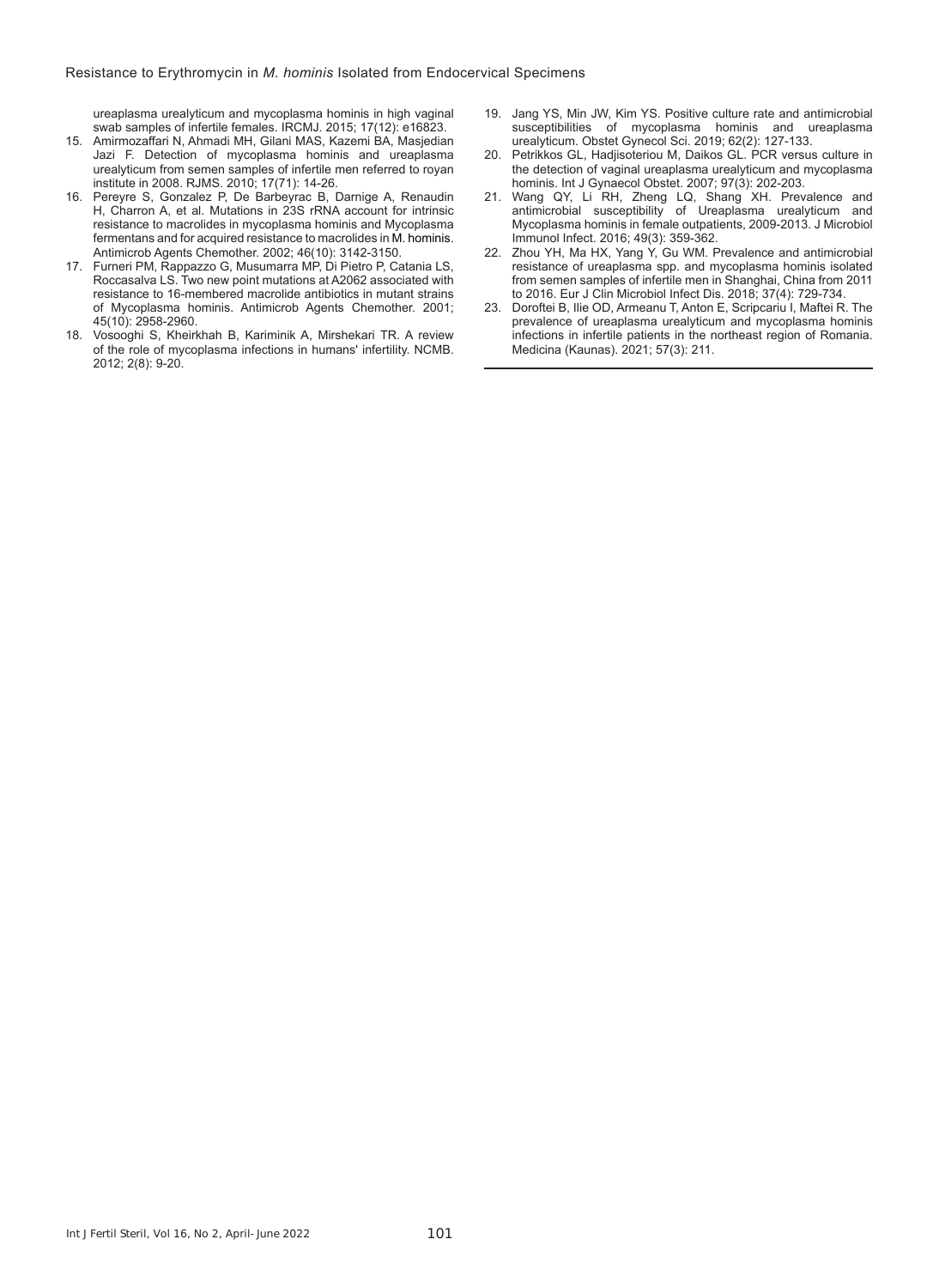ureaplasma urealyticum and mycoplasma hominis in high vaginal swab samples of infertile females. IRCMJ. 2015; 17(12): e16823.

15. Amirmozaffari N, Ahmadi MH, Gilani MAS, Kazemi BA, Masjedian Jazi F. Detection of mycoplasma hominis and ureaplasma urealyticum from semen samples of infertile men referred to royan institute in 2008. RJMS. 2010; 17(71): 14-26.
16. Pereyre S, Gonzalez P, De Barbeyrac B, Darnige A, Renaudin H, Charron A, et al. Mutations in 23S rRNA account for intrinsic resistance to macrolides in mycoplasma hominis and Mycoplasma fermentans and for acquired resistance to macrolides in M. hominis. Antimicrob Agents Chemother. 2002; 46(10): 3142-3150.
17. Furneri PM, Rappazzo G, Musumarra MP, Di Pietro P, Catania LS, Roccasalva LS. Two new point mutations at A2062 associated with resistance to 16-membered macrolide antibiotics in mutant strains of Mycoplasma hominis. Antimicrob Agents Chemother. 2001; 45(10): 2958-2960.
18. Vosooghi S, Kheirkhah B, Kariminik A, Mirshekari TR. A review of the role of mycoplasma infections in humans' infertility. NCMB. 2012; 2(8): 9-20.
19. Jang YS, Min JW, Kim YS. Positive culture rate and antimicrobial susceptibilities of mycoplasma hominis and ureaplasma urealyticum. Obstet Gynecol Sci. 2019; 62(2): 127-133.
20. Petrikkos GL, Hadjisoteriou M, Daikos GL. PCR versus culture in the detection of vaginal ureaplasma urealyticum and mycoplasma hominis. Int J Gynaecol Obstet. 2007; 97(3): 202-203.
21. Wang QY, Li RH, Zheng LQ, Shang XH. Prevalence and antimicrobial susceptibility of Ureaplasma urealyticum and Mycoplasma hominis in female outpatients, 2009-2013. J Microbiol Immunol Infect. 2016; 49(3): 359-362.
22. Zhou YH, Ma HX, Yang Y, Gu WM. Prevalence and antimicrobial resistance of ureaplasma spp. and mycoplasma hominis isolated from semen samples of infertile men in Shanghai, China from 2011 to 2016. Eur J Clin Microbiol Infect Dis. 2018; 37(4): 729-734.
23. Doroftei B, Ilie OD, Armeanu T, Anton E, Scripcariu I, Maftei R. The prevalence of ureaplasma urealyticum and mycoplasma hominis infections in infertile patients in the northeast region of Romania. Medicina (Kaunas). 2021; 57(3): 211.